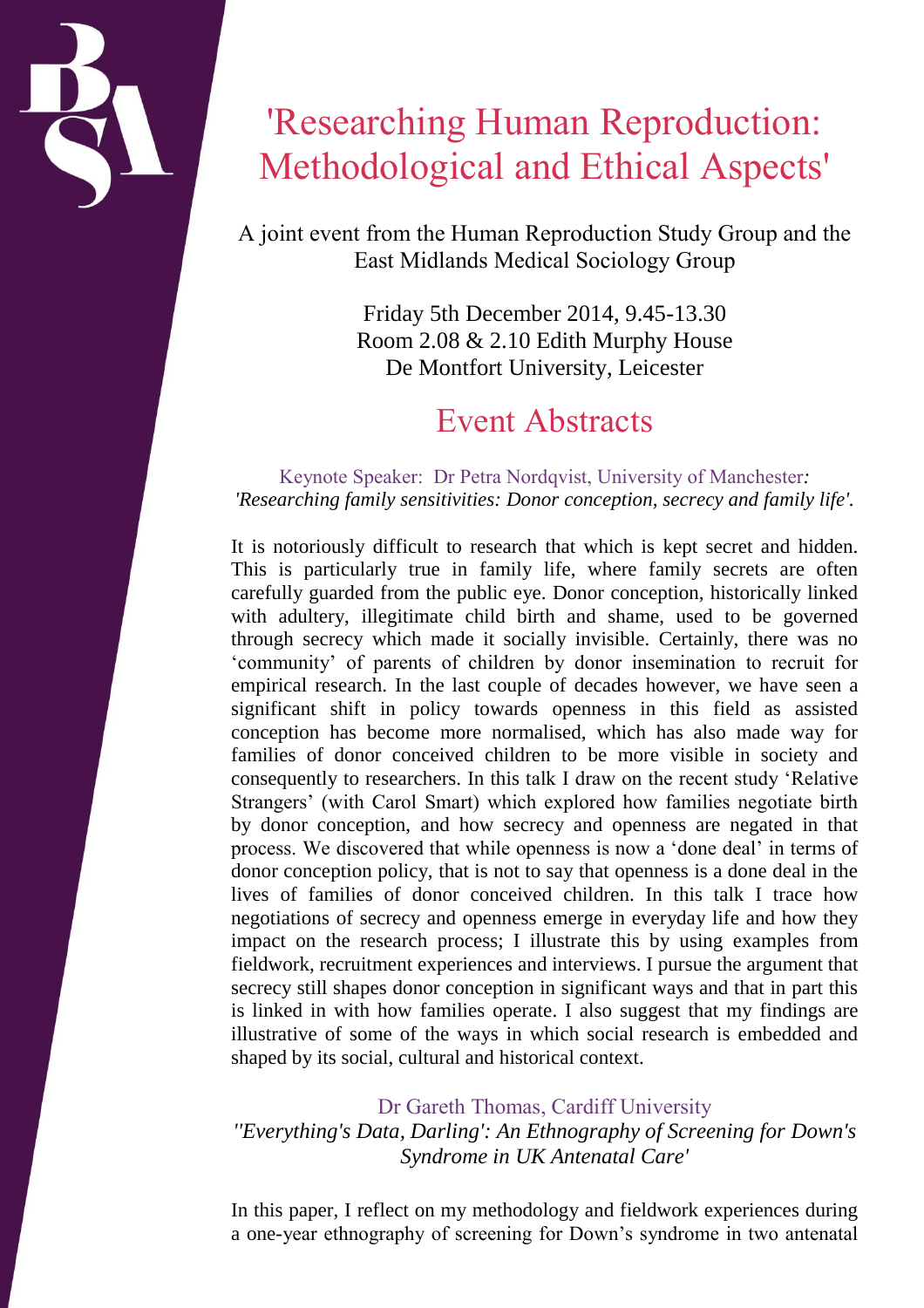# 'Researching Human Reproduction: Methodological and Ethical Aspects'

A joint event from the Human Reproduction Study Group and the East Midlands Medical Sociology Group

Friday 5th December 2014, 9.45-13.30
Room 2.08 & 2.10 Edith Murphy House
De Montfort University, Leicester

## Event Abstracts

### Keynote Speaker: Dr Petra Nordqvist, University of Manchester*:*
*'Researching family sensitivities: Donor conception, secrecy and family life'.*

It is notoriously difficult to research that which is kept secret and hidden. This is particularly true in family life, where family secrets are often carefully guarded from the public eye. Donor conception, historically linked with adultery, illegitimate child birth and shame, used to be governed through secrecy which made it socially invisible. Certainly, there was no 'community' of parents of children by donor insemination to recruit for empirical research. In the last couple of decades however, we have seen a significant shift in policy towards openness in this field as assisted conception has become more normalised, which has also made way for families of donor conceived children to be more visible in society and consequently to researchers. In this talk I draw on the recent study 'Relative Strangers' (with Carol Smart) which explored how families negotiate birth by donor conception, and how secrecy and openness are negated in that process. We discovered that while openness is now a 'done deal' in terms of donor conception policy, that is not to say that openness is a done deal in the lives of families of donor conceived children. In this talk I trace how negotiations of secrecy and openness emerge in everyday life and how they impact on the research process; I illustrate this by using examples from fieldwork, recruitment experiences and interviews. I pursue the argument that secrecy still shapes donor conception in significant ways and that in part this is linked in with how families operate. I also suggest that my findings are illustrative of some of the ways in which social research is embedded and shaped by its social, cultural and historical context.

### Dr Gareth Thomas, Cardiff University
*''Everything's Data, Darling': An Ethnography of Screening for Down's Syndrome in UK Antenatal Care'*

In this paper, I reflect on my methodology and fieldwork experiences during a one-year ethnography of screening for Down's syndrome in two antenatal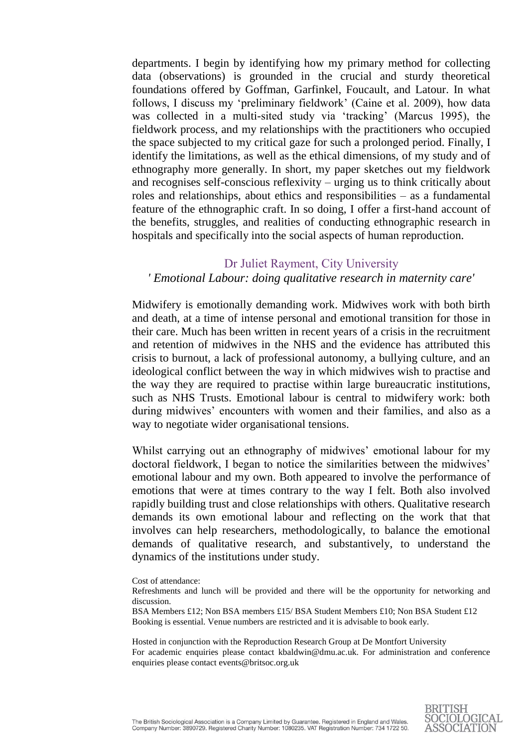departments. I begin by identifying how my primary method for collecting data (observations) is grounded in the crucial and sturdy theoretical foundations offered by Goffman, Garfinkel, Foucault, and Latour. In what follows, I discuss my 'preliminary fieldwork' (Caine et al. 2009), how data was collected in a multi-sited study via 'tracking' (Marcus 1995), the fieldwork process, and my relationships with the practitioners who occupied the space subjected to my critical gaze for such a prolonged period. Finally, I identify the limitations, as well as the ethical dimensions, of my study and of ethnography more generally. In short, my paper sketches out my fieldwork and recognises self-conscious reflexivity – urging us to think critically about roles and relationships, about ethics and responsibilities – as a fundamental feature of the ethnographic craft. In so doing, I offer a first-hand account of the benefits, struggles, and realities of conducting ethnographic research in hospitals and specifically into the social aspects of human reproduction.

### Dr Juliet Rayment, City University

*' Emotional Labour: doing qualitative research in maternity care'*

Midwifery is emotionally demanding work. Midwives work with both birth and death, at a time of intense personal and emotional transition for those in their care. Much has been written in recent years of a crisis in the recruitment and retention of midwives in the NHS and the evidence has attributed this crisis to burnout, a lack of professional autonomy, a bullying culture, and an ideological conflict between the way in which midwives wish to practise and the way they are required to practise within large bureaucratic institutions, such as NHS Trusts. Emotional labour is central to midwifery work: both during midwives' encounters with women and their families, and also as a way to negotiate wider organisational tensions.

Whilst carrying out an ethnography of midwives' emotional labour for my doctoral fieldwork, I began to notice the similarities between the midwives' emotional labour and my own. Both appeared to involve the performance of emotions that were at times contrary to the way I felt. Both also involved rapidly building trust and close relationships with others. Qualitative research demands its own emotional labour and reflecting on the work that that involves can help researchers, methodologically, to balance the emotional demands of qualitative research, and substantively, to understand the dynamics of the institutions under study.

Cost of attendance:

Refreshments and lunch will be provided and there will be the opportunity for networking and discussion.

BSA Members £12; Non BSA members £15/ BSA Student Members £10; Non BSA Student £12

Booking is essential. Venue numbers are restricted and it is advisable to book early.

Hosted in conjunction with the Reproduction Research Group at De Montfort University

For academic enquiries please contact kbaldwin@dmu.ac.uk. For administration and conference enquiries please contact events@britsoc.org.uk

The British Sociological Association is a Company Limited by Guarantee. Registered in England and Wales. Company Number: 3890729. Registered Charity Number: 1080235. VAT Registration Number: 734 1722 50.